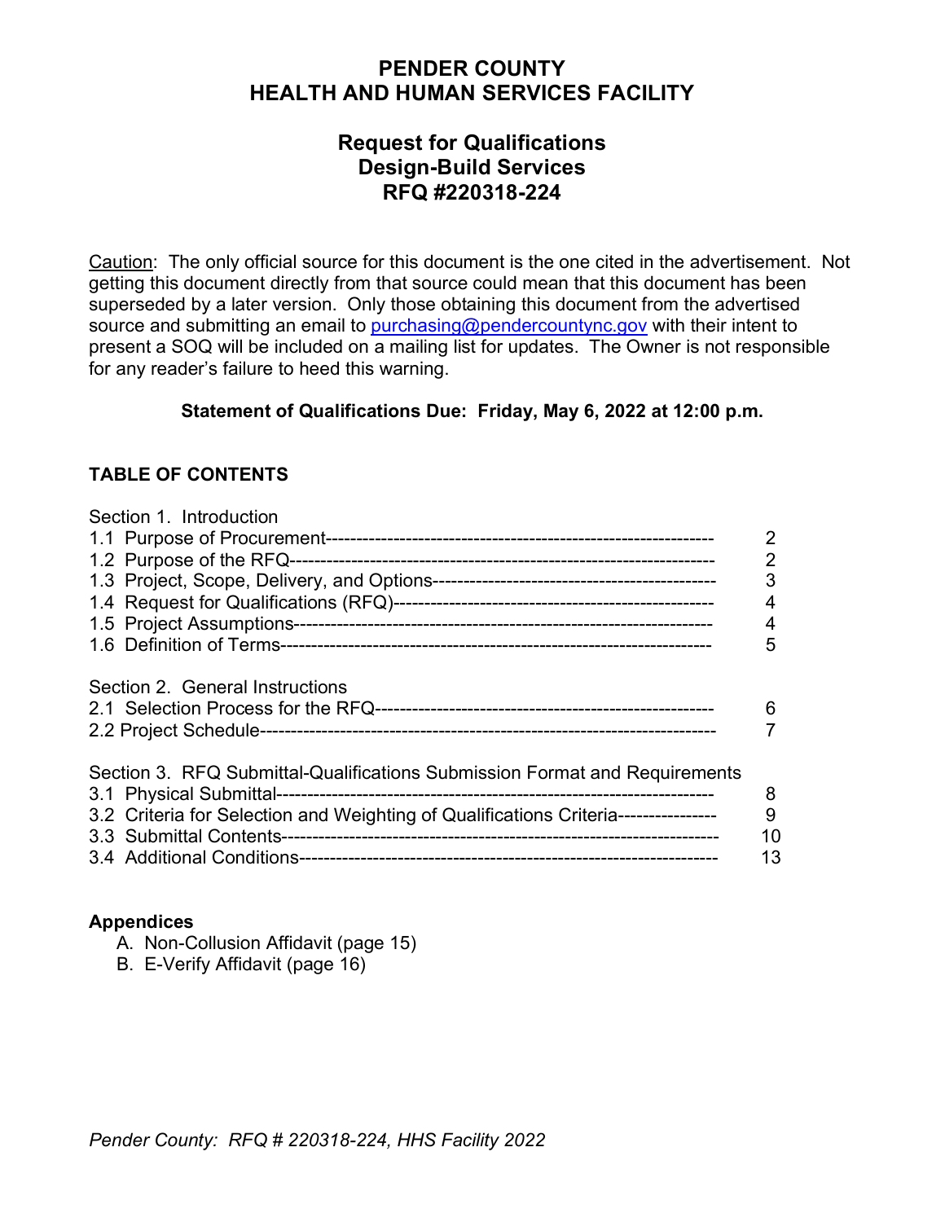# PENDER COUNTY
# HEALTH AND HUMAN SERVICES FACILITY

## Request for Qualifications
## Design-Build Services
## RFQ #220318-224

Caution: The only official source for this document is the one cited in the advertisement. Not getting this document directly from that source could mean that this document has been superseded by a later version. Only those obtaining this document from the advertised source and submitting an email to purchasing@pendercountync.gov with their intent to present a SOQ will be included on a mailing list for updates. The Owner is not responsible for any reader's failure to heed this warning.

**Statement of Qualifications Due: Friday, May 6, 2022 at 12:00 p.m.**

**TABLE OF CONTENTS**

| Section | Page |
|---|---|
| Section 1. Introduction | |
| 1.1 Purpose of Procurement | 2 |
| 1.2 Purpose of the RFQ | 2 |
| 1.3 Project, Scope, Delivery, and Options | 3 |
| 1.4 Request for Qualifications (RFQ) | 4 |
| 1.5 Project Assumptions | 4 |
| 1.6 Definition of Terms | 5 |
| Section 2. General Instructions | |
| 2.1 Selection Process for the RFQ | 6 |
| 2.2 Project Schedule | 7 |
| Section 3. RFQ Submittal-Qualifications Submission Format and Requirements | |
| 3.1 Physical Submittal | 8 |
| 3.2 Criteria for Selection and Weighting of Qualifications Criteria | 9 |
| 3.3 Submittal Contents | 10 |
| 3.4 Additional Conditions | 13 |

**Appendices**

A. Non-Collusion Affidavit (page 15)
B. E-Verify Affidavit (page 16)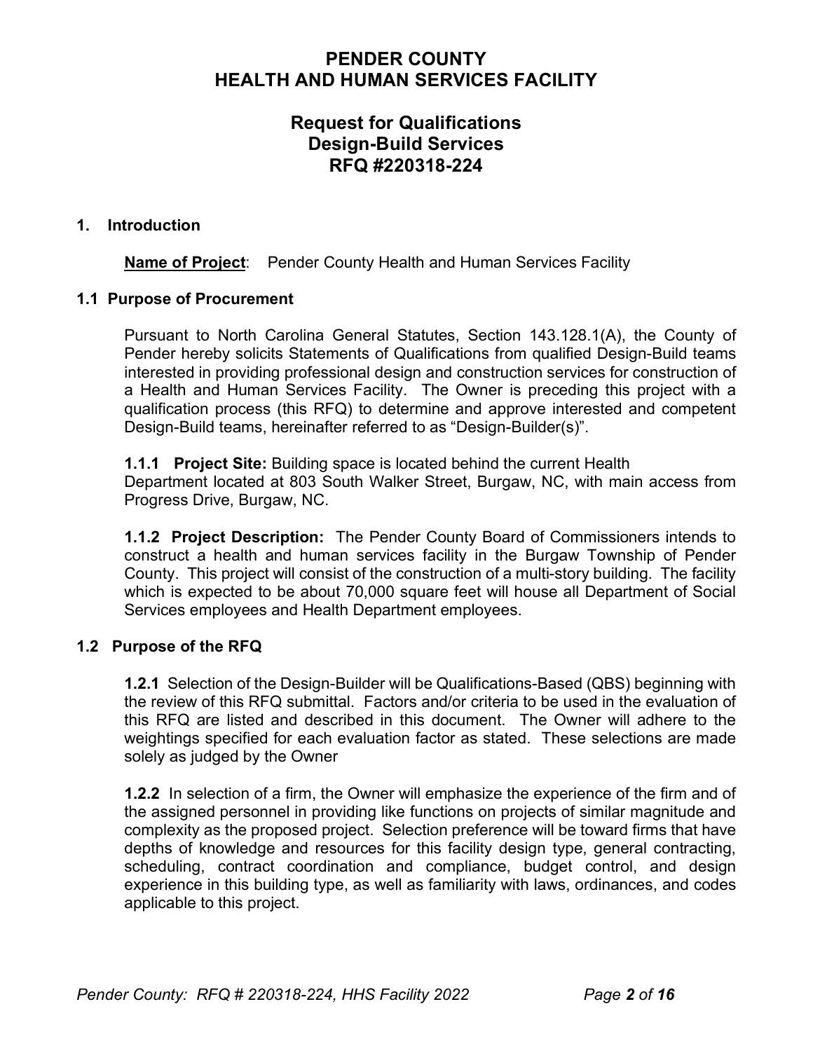# PENDER COUNTY
# HEALTH AND HUMAN SERVICES FACILITY

## Request for Qualifications
## Design-Build Services
## RFQ #220318-224

### 1. Introduction

**Name of Project**: Pender County Health and Human Services Facility

### 1.1 Purpose of Procurement

Pursuant to North Carolina General Statutes, Section 143.128.1(A), the County of Pender hereby solicits Statements of Qualifications from qualified Design-Build teams interested in providing professional design and construction services for construction of a Health and Human Services Facility. The Owner is preceding this project with a qualification process (this RFQ) to determine and approve interested and competent Design-Build teams, hereinafter referred to as "Design-Builder(s)".

**1.1.1 Project Site:** Building space is located behind the current Health Department located at 803 South Walker Street, Burgaw, NC, with main access from Progress Drive, Burgaw, NC.

**1.1.2 Project Description:** The Pender County Board of Commissioners intends to construct a health and human services facility in the Burgaw Township of Pender County. This project will consist of the construction of a multi-story building. The facility which is expected to be about 70,000 square feet will house all Department of Social Services employees and Health Department employees.

### 1.2 Purpose of the RFQ

**1.2.1** Selection of the Design-Builder will be Qualifications-Based (QBS) beginning with the review of this RFQ submittal. Factors and/or criteria to be used in the evaluation of this RFQ are listed and described in this document. The Owner will adhere to the weightings specified for each evaluation factor as stated. These selections are made solely as judged by the Owner

**1.2.2** In selection of a firm, the Owner will emphasize the experience of the firm and of the assigned personnel in providing like functions on projects of similar magnitude and complexity as the proposed project. Selection preference will be toward firms that have depths of knowledge and resources for this facility design type, general contracting, scheduling, contract coordination and compliance, budget control, and design experience in this building type, as well as familiarity with laws, ordinances, and codes applicable to this project.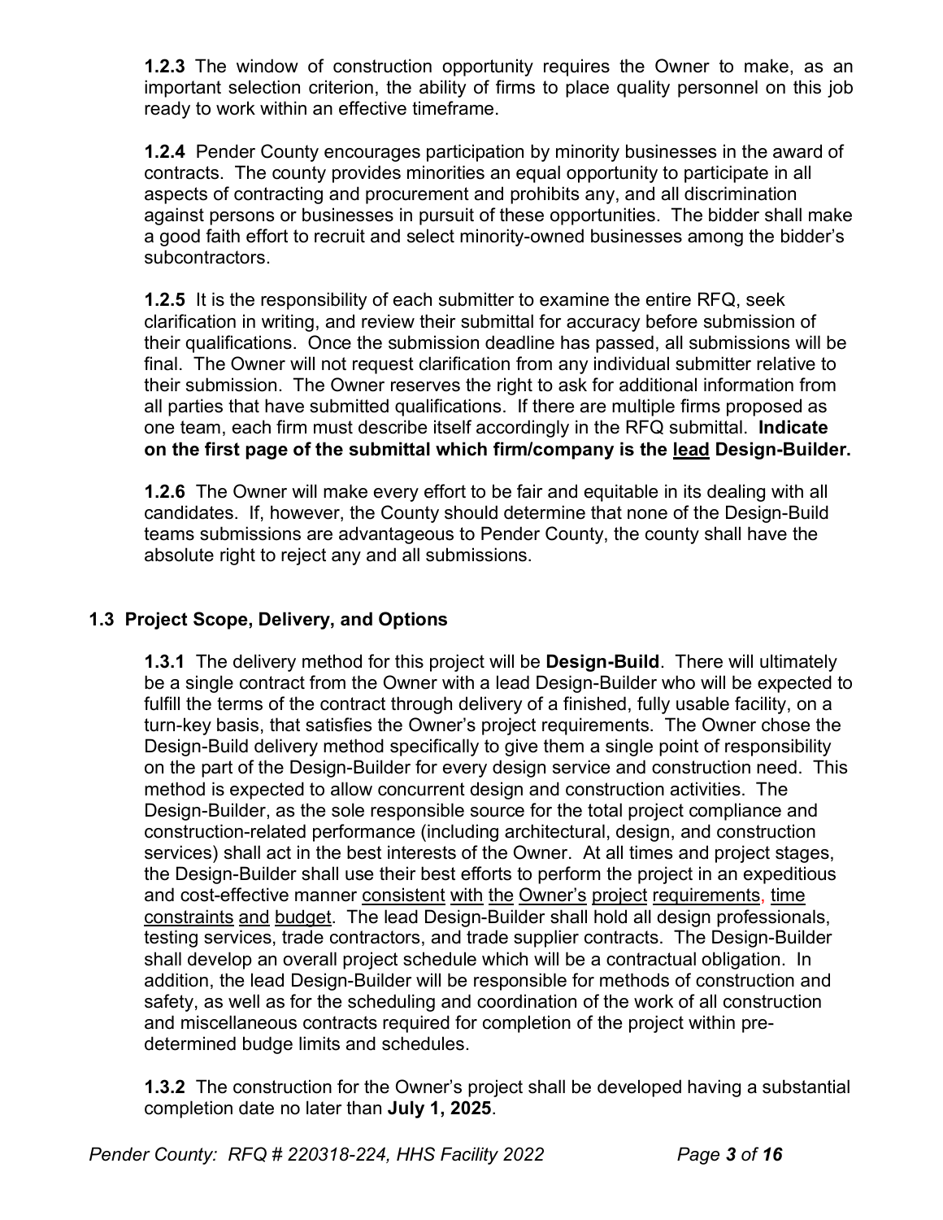**1.2.3** The window of construction opportunity requires the Owner to make, as an important selection criterion, the ability of firms to place quality personnel on this job ready to work within an effective timeframe.

**1.2.4** Pender County encourages participation by minority businesses in the award of contracts. The county provides minorities an equal opportunity to participate in all aspects of contracting and procurement and prohibits any, and all discrimination against persons or businesses in pursuit of these opportunities. The bidder shall make a good faith effort to recruit and select minority-owned businesses among the bidder's subcontractors.

**1.2.5** It is the responsibility of each submitter to examine the entire RFQ, seek clarification in writing, and review their submittal for accuracy before submission of their qualifications. Once the submission deadline has passed, all submissions will be final. The Owner will not request clarification from any individual submitter relative to their submission. The Owner reserves the right to ask for additional information from all parties that have submitted qualifications. If there are multiple firms proposed as one team, each firm must describe itself accordingly in the RFQ submittal. **Indicate on the first page of the submittal which firm/company is the <u>lead</u> Design-Builder.**

**1.2.6** The Owner will make every effort to be fair and equitable in its dealing with all candidates. If, however, the County should determine that none of the Design-Build teams submissions are advantageous to Pender County, the county shall have the absolute right to reject any and all submissions.

### 1.3 Project Scope, Delivery, and Options

**1.3.1** The delivery method for this project will be **Design-Build**. There will ultimately be a single contract from the Owner with a lead Design-Builder who will be expected to fulfill the terms of the contract through delivery of a finished, fully usable facility, on a turn-key basis, that satisfies the Owner's project requirements. The Owner chose the Design-Build delivery method specifically to give them a single point of responsibility on the part of the Design-Builder for every design service and construction need. This method is expected to allow concurrent design and construction activities. The Design-Builder, as the sole responsible source for the total project compliance and construction-related performance (including architectural, design, and construction services) shall act in the best interests of the Owner. At all times and project stages, the Design-Builder shall use their best efforts to perform the project in an expeditious and cost-effective manner <u>consistent with the Owner's project requirements, time constraints and budget</u>. The lead Design-Builder shall hold all design professionals, testing services, trade contractors, and trade supplier contracts. The Design-Builder shall develop an overall project schedule which will be a contractual obligation. In addition, the lead Design-Builder will be responsible for methods of construction and safety, as well as for the scheduling and coordination of the work of all construction and miscellaneous contracts required for completion of the project within pre-determined budge limits and schedules.

**1.3.2** The construction for the Owner's project shall be developed having a substantial completion date no later than **July 1, 2025**.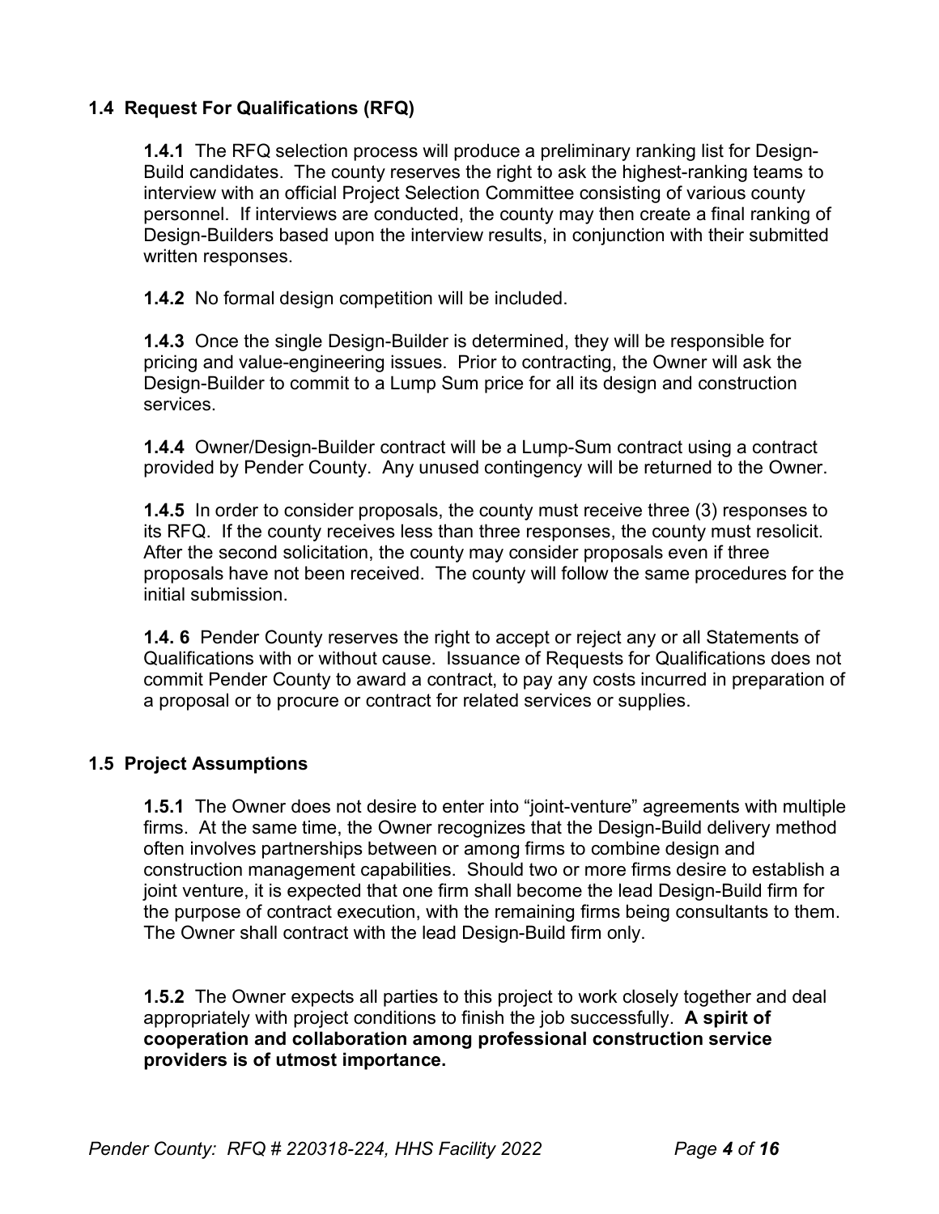### 1.4 Request For Qualifications (RFQ)

**1.4.1** The RFQ selection process will produce a preliminary ranking list for Design-Build candidates. The county reserves the right to ask the highest-ranking teams to interview with an official Project Selection Committee consisting of various county personnel. If interviews are conducted, the county may then create a final ranking of Design-Builders based upon the interview results, in conjunction with their submitted written responses.

**1.4.2** No formal design competition will be included.

**1.4.3** Once the single Design-Builder is determined, they will be responsible for pricing and value-engineering issues. Prior to contracting, the Owner will ask the Design-Builder to commit to a Lump Sum price for all its design and construction services.

**1.4.4** Owner/Design-Builder contract will be a Lump-Sum contract using a contract provided by Pender County. Any unused contingency will be returned to the Owner.

**1.4.5** In order to consider proposals, the county must receive three (3) responses to its RFQ. If the county receives less than three responses, the county must resolicit. After the second solicitation, the county may consider proposals even if three proposals have not been received. The county will follow the same procedures for the initial submission.

**1.4. 6** Pender County reserves the right to accept or reject any or all Statements of Qualifications with or without cause. Issuance of Requests for Qualifications does not commit Pender County to award a contract, to pay any costs incurred in preparation of a proposal or to procure or contract for related services or supplies.

### 1.5 Project Assumptions

**1.5.1** The Owner does not desire to enter into "joint-venture" agreements with multiple firms. At the same time, the Owner recognizes that the Design-Build delivery method often involves partnerships between or among firms to combine design and construction management capabilities. Should two or more firms desire to establish a joint venture, it is expected that one firm shall become the lead Design-Build firm for the purpose of contract execution, with the remaining firms being consultants to them. The Owner shall contract with the lead Design-Build firm only.

**1.5.2** The Owner expects all parties to this project to work closely together and deal appropriately with project conditions to finish the job successfully. **A spirit of cooperation and collaboration among professional construction service providers is of utmost importance.**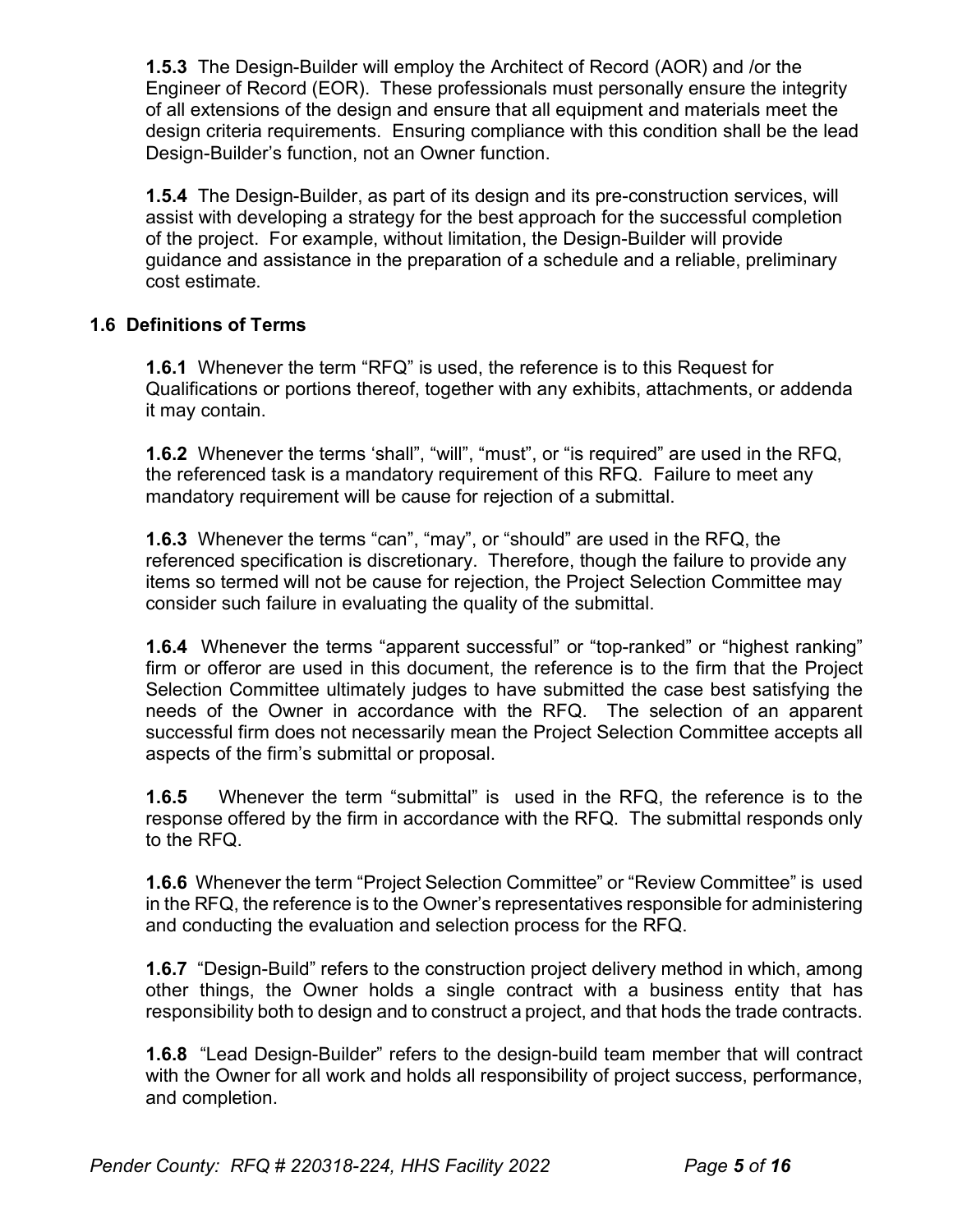**1.5.3** The Design-Builder will employ the Architect of Record (AOR) and /or the Engineer of Record (EOR). These professionals must personally ensure the integrity of all extensions of the design and ensure that all equipment and materials meet the design criteria requirements. Ensuring compliance with this condition shall be the lead Design-Builder's function, not an Owner function.

**1.5.4** The Design-Builder, as part of its design and its pre-construction services, will assist with developing a strategy for the best approach for the successful completion of the project. For example, without limitation, the Design-Builder will provide guidance and assistance in the preparation of a schedule and a reliable, preliminary cost estimate.

### 1.6 Definitions of Terms

**1.6.1** Whenever the term "RFQ" is used, the reference is to this Request for Qualifications or portions thereof, together with any exhibits, attachments, or addenda it may contain.

**1.6.2** Whenever the terms 'shall", "will", "must", or "is required" are used in the RFQ, the referenced task is a mandatory requirement of this RFQ. Failure to meet any mandatory requirement will be cause for rejection of a submittal.

**1.6.3** Whenever the terms "can", "may", or "should" are used in the RFQ, the referenced specification is discretionary. Therefore, though the failure to provide any items so termed will not be cause for rejection, the Project Selection Committee may consider such failure in evaluating the quality of the submittal.

**1.6.4** Whenever the terms "apparent successful" or "top-ranked" or "highest ranking" firm or offeror are used in this document, the reference is to the firm that the Project Selection Committee ultimately judges to have submitted the case best satisfying the needs of the Owner in accordance with the RFQ. The selection of an apparent successful firm does not necessarily mean the Project Selection Committee accepts all aspects of the firm's submittal or proposal.

**1.6.5** Whenever the term "submittal" is used in the RFQ, the reference is to the response offered by the firm in accordance with the RFQ. The submittal responds only to the RFQ.

**1.6.6** Whenever the term "Project Selection Committee" or "Review Committee" is used in the RFQ, the reference is to the Owner's representatives responsible for administering and conducting the evaluation and selection process for the RFQ.

**1.6.7** "Design-Build" refers to the construction project delivery method in which, among other things, the Owner holds a single contract with a business entity that has responsibility both to design and to construct a project, and that hods the trade contracts.

**1.6.8** "Lead Design-Builder" refers to the design-build team member that will contract with the Owner for all work and holds all responsibility of project success, performance, and completion.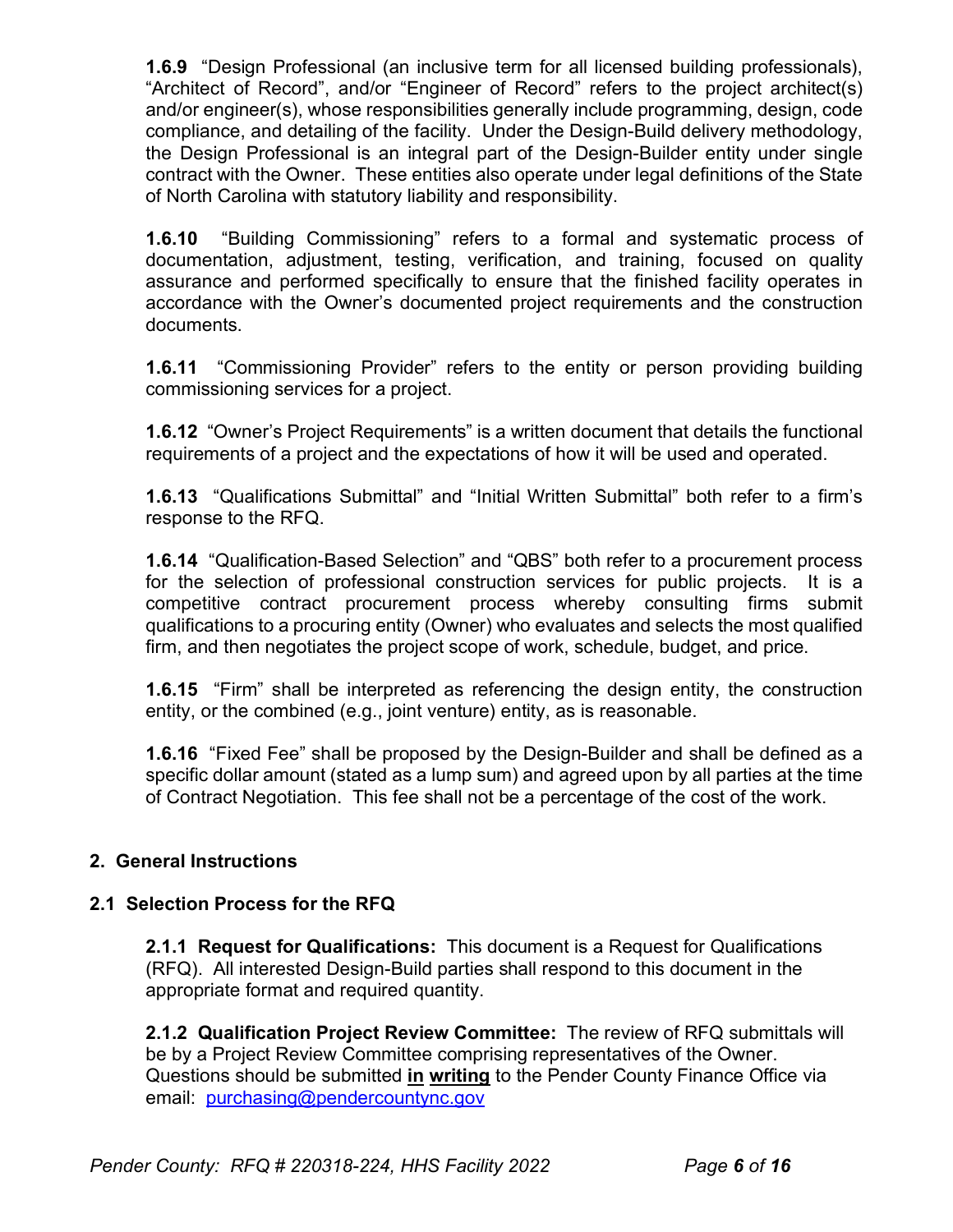**1.6.9** "Design Professional (an inclusive term for all licensed building professionals), "Architect of Record", and/or "Engineer of Record" refers to the project architect(s) and/or engineer(s), whose responsibilities generally include programming, design, code compliance, and detailing of the facility. Under the Design-Build delivery methodology, the Design Professional is an integral part of the Design-Builder entity under single contract with the Owner. These entities also operate under legal definitions of the State of North Carolina with statutory liability and responsibility.

**1.6.10** "Building Commissioning" refers to a formal and systematic process of documentation, adjustment, testing, verification, and training, focused on quality assurance and performed specifically to ensure that the finished facility operates in accordance with the Owner's documented project requirements and the construction documents.

**1.6.11** "Commissioning Provider" refers to the entity or person providing building commissioning services for a project.

**1.6.12** "Owner's Project Requirements" is a written document that details the functional requirements of a project and the expectations of how it will be used and operated.

**1.6.13** "Qualifications Submittal" and "Initial Written Submittal" both refer to a firm's response to the RFQ.

**1.6.14** "Qualification-Based Selection" and "QBS" both refer to a procurement process for the selection of professional construction services for public projects. It is a competitive contract procurement process whereby consulting firms submit qualifications to a procuring entity (Owner) who evaluates and selects the most qualified firm, and then negotiates the project scope of work, schedule, budget, and price.

**1.6.15** "Firm" shall be interpreted as referencing the design entity, the construction entity, or the combined (e.g., joint venture) entity, as is reasonable.

**1.6.16** "Fixed Fee" shall be proposed by the Design-Builder and shall be defined as a specific dollar amount (stated as a lump sum) and agreed upon by all parties at the time of Contract Negotiation. This fee shall not be a percentage of the cost of the work.

## 2. General Instructions

### 2.1 Selection Process for the RFQ

**2.1.1 Request for Qualifications:** This document is a Request for Qualifications (RFQ). All interested Design-Build parties shall respond to this document in the appropriate format and required quantity.

**2.1.2 Qualification Project Review Committee:** The review of RFQ submittals will be by a Project Review Committee comprising representatives of the Owner. Questions should be submitted **in writing** to the Pender County Finance Office via email: purchasing@pendercountync.gov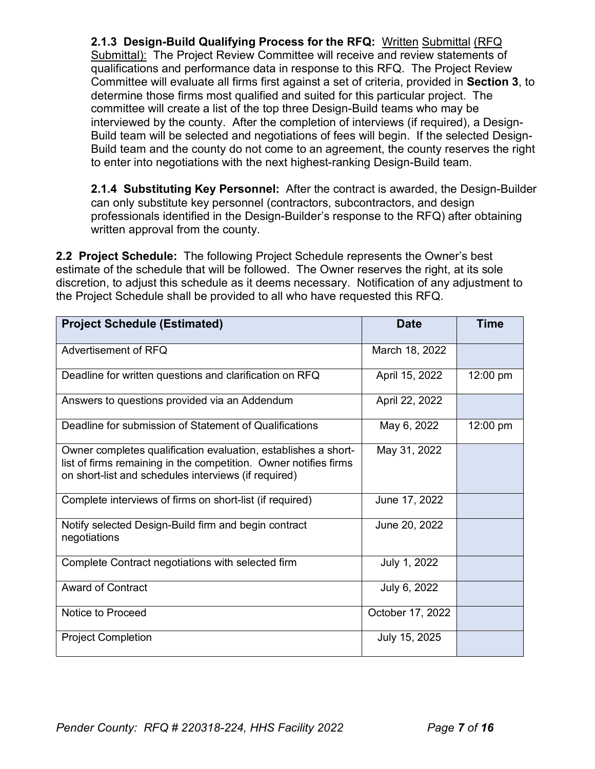**2.1.3 Design-Build Qualifying Process for the RFQ:** Written Submittal (RFQ Submittal): The Project Review Committee will receive and review statements of qualifications and performance data in response to this RFQ. The Project Review Committee will evaluate all firms first against a set of criteria, provided in **Section 3**, to determine those firms most qualified and suited for this particular project. The committee will create a list of the top three Design-Build teams who may be interviewed by the county. After the completion of interviews (if required), a Design-Build team will be selected and negotiations of fees will begin. If the selected Design-Build team and the county do not come to an agreement, the county reserves the right to enter into negotiations with the next highest-ranking Design-Build team.

**2.1.4 Substituting Key Personnel:** After the contract is awarded, the Design-Builder can only substitute key personnel (contractors, subcontractors, and design professionals identified in the Design-Builder's response to the RFQ) after obtaining written approval from the county.

**2.2 Project Schedule:** The following Project Schedule represents the Owner's best estimate of the schedule that will be followed. The Owner reserves the right, at its sole discretion, to adjust this schedule as it deems necessary. Notification of any adjustment to the Project Schedule shall be provided to all who have requested this RFQ.

| Project Schedule (Estimated) | Date | Time |
|---|---|---|
| Advertisement of RFQ | March 18, 2022 | |
| Deadline for written questions and clarification on RFQ | April 15, 2022 | 12:00 pm |
| Answers to questions provided via an Addendum | April 22, 2022 | |
| Deadline for submission of Statement of Qualifications | May 6, 2022 | 12:00 pm |
| Owner completes qualification evaluation, establishes a short-list of firms remaining in the competition. Owner notifies firms on short-list and schedules interviews (if required) | May 31, 2022 | |
| Complete interviews of firms on short-list (if required) | June 17, 2022 | |
| Notify selected Design-Build firm and begin contract negotiations | June 20, 2022 | |
| Complete Contract negotiations with selected firm | July 1, 2022 | |
| Award of Contract | July 6, 2022 | |
| Notice to Proceed | October 17, 2022 | |
| Project Completion | July 15, 2025 | |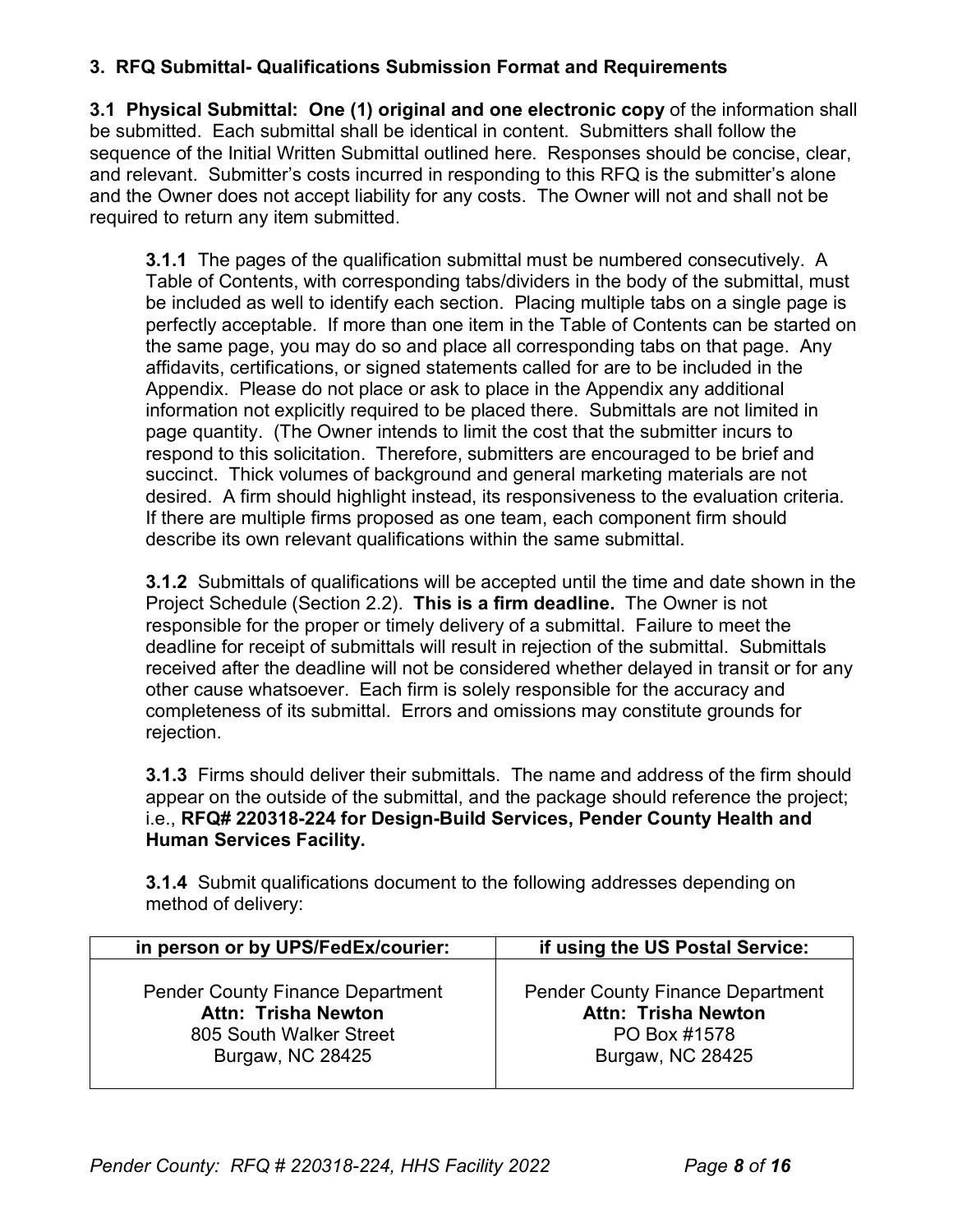### 3. RFQ Submittal- Qualifications Submission Format and Requirements

**3.1 Physical Submittal: One (1) original and one electronic copy** of the information shall be submitted. Each submittal shall be identical in content. Submitters shall follow the sequence of the Initial Written Submittal outlined here. Responses should be concise, clear, and relevant. Submitter's costs incurred in responding to this RFQ is the submitter's alone and the Owner does not accept liability for any costs. The Owner will not and shall not be required to return any item submitted.

**3.1.1** The pages of the qualification submittal must be numbered consecutively. A Table of Contents, with corresponding tabs/dividers in the body of the submittal, must be included as well to identify each section. Placing multiple tabs on a single page is perfectly acceptable. If more than one item in the Table of Contents can be started on the same page, you may do so and place all corresponding tabs on that page. Any affidavits, certifications, or signed statements called for are to be included in the Appendix. Please do not place or ask to place in the Appendix any additional information not explicitly required to be placed there. Submittals are not limited in page quantity. (The Owner intends to limit the cost that the submitter incurs to respond to this solicitation. Therefore, submitters are encouraged to be brief and succinct. Thick volumes of background and general marketing materials are not desired. A firm should highlight instead, its responsiveness to the evaluation criteria. If there are multiple firms proposed as one team, each component firm should describe its own relevant qualifications within the same submittal.

**3.1.2** Submittals of qualifications will be accepted until the time and date shown in the Project Schedule (Section 2.2). **This is a firm deadline.** The Owner is not responsible for the proper or timely delivery of a submittal. Failure to meet the deadline for receipt of submittals will result in rejection of the submittal. Submittals received after the deadline will not be considered whether delayed in transit or for any other cause whatsoever. Each firm is solely responsible for the accuracy and completeness of its submittal. Errors and omissions may constitute grounds for rejection.

**3.1.3** Firms should deliver their submittals. The name and address of the firm should appear on the outside of the submittal, and the package should reference the project; i.e., **RFQ# 220318-224 for Design-Build Services, Pender County Health and Human Services Facility.**

**3.1.4** Submit qualifications document to the following addresses depending on method of delivery:

| in person or by UPS/FedEx/courier: | if using the US Postal Service: |
|---|---|
| Pender County Finance Department<br>**Attn: Trisha Newton**<br>805 South Walker Street<br>Burgaw, NC 28425 | Pender County Finance Department<br>**Attn: Trisha Newton**<br>PO Box #1578<br>Burgaw, NC 28425 |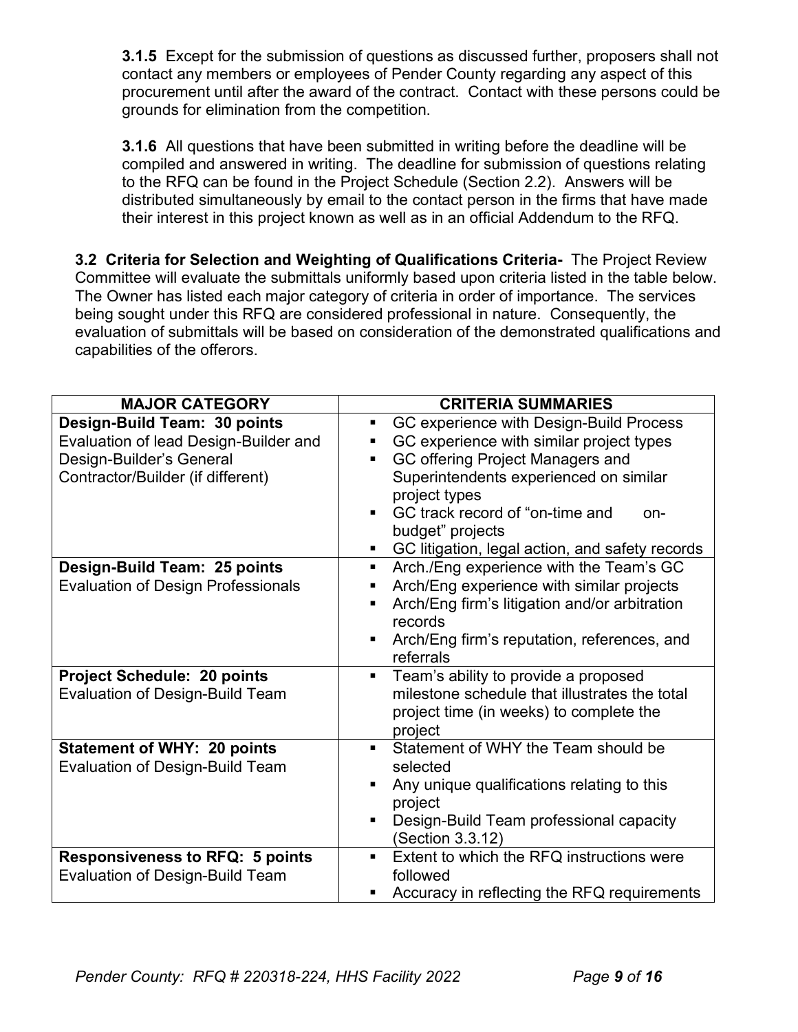**3.1.5** Except for the submission of questions as discussed further, proposers shall not contact any members or employees of Pender County regarding any aspect of this procurement until after the award of the contract. Contact with these persons could be grounds for elimination from the competition.

**3.1.6** All questions that have been submitted in writing before the deadline will be compiled and answered in writing. The deadline for submission of questions relating to the RFQ can be found in the Project Schedule (Section 2.2). Answers will be distributed simultaneously by email to the contact person in the firms that have made their interest in this project known as well as in an official Addendum to the RFQ.

**3.2 Criteria for Selection and Weighting of Qualifications Criteria-** The Project Review Committee will evaluate the submittals uniformly based upon criteria listed in the table below. The Owner has listed each major category of criteria in order of importance. The services being sought under this RFQ are considered professional in nature. Consequently, the evaluation of submittals will be based on consideration of the demonstrated qualifications and capabilities of the offerors.

| MAJOR CATEGORY | CRITERIA SUMMARIES |
|---|---|
| **Design-Build Team: 30 points**<br>Evaluation of lead Design-Builder and Design-Builder's General Contractor/Builder (if different) | ▪ GC experience with Design-Build Process<br>▪ GC experience with similar project types<br>▪ GC offering Project Managers and Superintendents experienced on similar project types<br>▪ GC track record of "on-time and on-budget" projects<br>▪ GC litigation, legal action, and safety records |
| **Design-Build Team: 25 points**<br>Evaluation of Design Professionals | ▪ Arch./Eng experience with the Team's GC<br>▪ Arch/Eng experience with similar projects<br>▪ Arch/Eng firm's litigation and/or arbitration records<br>▪ Arch/Eng firm's reputation, references, and referrals |
| **Project Schedule: 20 points**<br>Evaluation of Design-Build Team | ▪ Team's ability to provide a proposed milestone schedule that illustrates the total project time (in weeks) to complete the project |
| **Statement of WHY: 20 points**<br>Evaluation of Design-Build Team | ▪ Statement of WHY the Team should be selected<br>▪ Any unique qualifications relating to this project<br>▪ Design-Build Team professional capacity (Section 3.3.12) |
| **Responsiveness to RFQ: 5 points**<br>Evaluation of Design-Build Team | ▪ Extent to which the RFQ instructions were followed<br>▪ Accuracy in reflecting the RFQ requirements |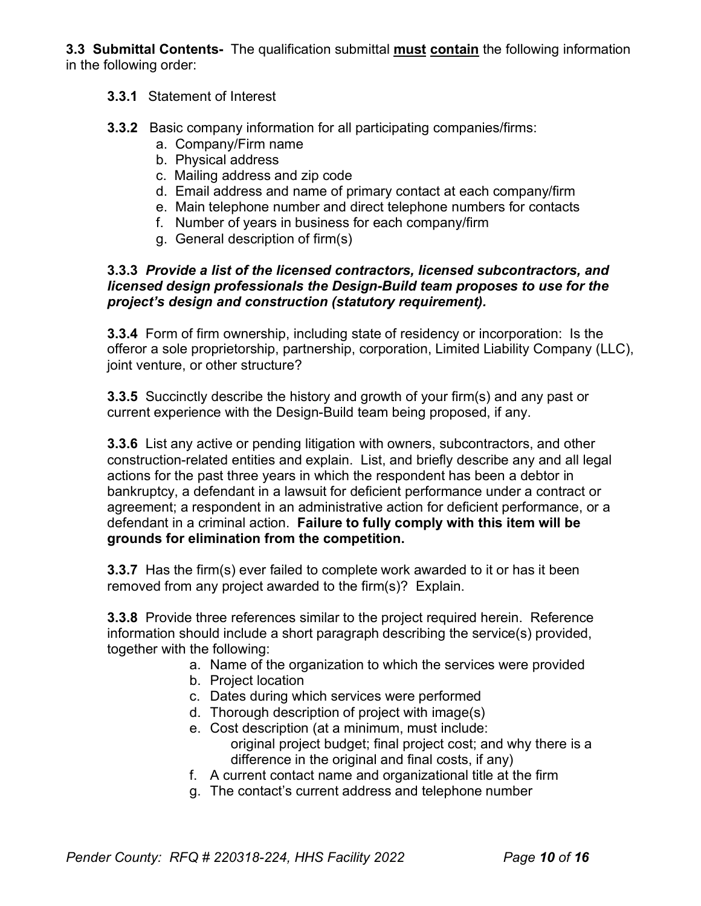**3.3 Submittal Contents-** The qualification submittal **must contain** the following information in the following order:

**3.3.1** Statement of Interest

**3.3.2** Basic company information for all participating companies/firms:

a. Company/Firm name
b. Physical address
c. Mailing address and zip code
d. Email address and name of primary contact at each company/firm
e. Main telephone number and direct telephone numbers for contacts
f. Number of years in business for each company/firm
g. General description of firm(s)

**3.3.3** ***Provide a list of the licensed contractors, licensed subcontractors, and licensed design professionals the Design-Build team proposes to use for the project's design and construction (statutory requirement).***

**3.3.4** Form of firm ownership, including state of residency or incorporation: Is the offeror a sole proprietorship, partnership, corporation, Limited Liability Company (LLC), joint venture, or other structure?

**3.3.5** Succinctly describe the history and growth of your firm(s) and any past or current experience with the Design-Build team being proposed, if any.

**3.3.6** List any active or pending litigation with owners, subcontractors, and other construction-related entities and explain. List, and briefly describe any and all legal actions for the past three years in which the respondent has been a debtor in bankruptcy, a defendant in a lawsuit for deficient performance under a contract or agreement; a respondent in an administrative action for deficient performance, or a defendant in a criminal action. **Failure to fully comply with this item will be grounds for elimination from the competition.**

**3.3.7** Has the firm(s) ever failed to complete work awarded to it or has it been removed from any project awarded to the firm(s)? Explain.

**3.3.8** Provide three references similar to the project required herein. Reference information should include a short paragraph describing the service(s) provided, together with the following:

a. Name of the organization to which the services were provided
b. Project location
c. Dates during which services were performed
d. Thorough description of project with image(s)
e. Cost description (at a minimum, must include: original project budget; final project cost; and why there is a difference in the original and final costs, if any)
f. A current contact name and organizational title at the firm
g. The contact's current address and telephone number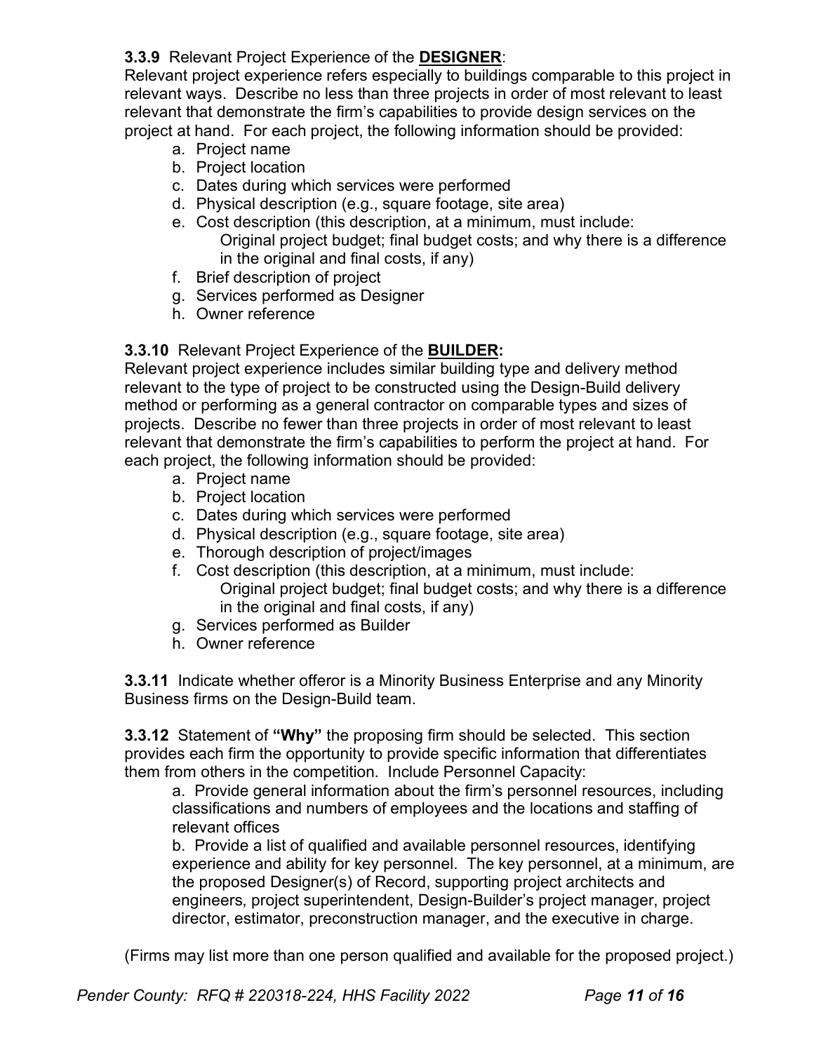**3.3.9** Relevant Project Experience of the **DESIGNER**:
Relevant project experience refers especially to buildings comparable to this project in relevant ways. Describe no less than three projects in order of most relevant to least relevant that demonstrate the firm's capabilities to provide design services on the project at hand. For each project, the following information should be provided:

a. Project name
b. Project location
c. Dates during which services were performed
d. Physical description (e.g., square footage, site area)
e. Cost description (this description, at a minimum, must include: Original project budget; final budget costs; and why there is a difference in the original and final costs, if any)
f. Brief description of project
g. Services performed as Designer
h. Owner reference

**3.3.10** Relevant Project Experience of the **BUILDER:**
Relevant project experience includes similar building type and delivery method relevant to the type of project to be constructed using the Design-Build delivery method or performing as a general contractor on comparable types and sizes of projects. Describe no fewer than three projects in order of most relevant to least relevant that demonstrate the firm's capabilities to perform the project at hand. For each project, the following information should be provided:

a. Project name
b. Project location
c. Dates during which services were performed
d. Physical description (e.g., square footage, site area)
e. Thorough description of project/images
f. Cost description (this description, at a minimum, must include: Original project budget; final budget costs; and why there is a difference in the original and final costs, if any)
g. Services performed as Builder
h. Owner reference

**3.3.11** Indicate whether offeror is a Minority Business Enterprise and any Minority Business firms on the Design-Build team.

**3.3.12** Statement of **"Why"** the proposing firm should be selected. This section provides each firm the opportunity to provide specific information that differentiates them from others in the competition. Include Personnel Capacity:

a. Provide general information about the firm's personnel resources, including classifications and numbers of employees and the locations and staffing of relevant offices

b. Provide a list of qualified and available personnel resources, identifying experience and ability for key personnel. The key personnel, at a minimum, are the proposed Designer(s) of Record, supporting project architects and engineers, project superintendent, Design-Builder's project manager, project director, estimator, preconstruction manager, and the executive in charge.

(Firms may list more than one person qualified and available for the proposed project.)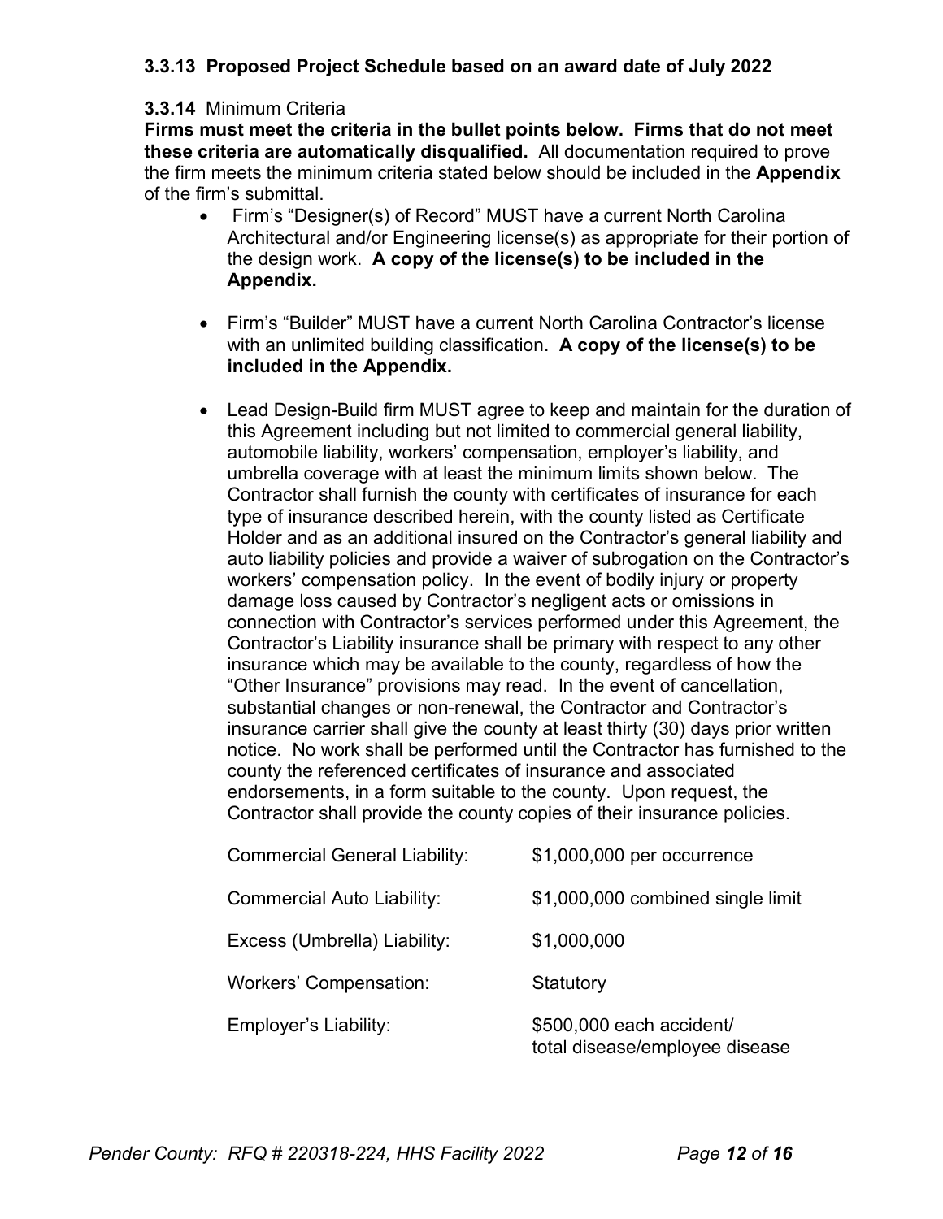### 3.3.13 Proposed Project Schedule based on an award date of July 2022

### 3.3.14 Minimum Criteria

**Firms must meet the criteria in the bullet points below. Firms that do not meet these criteria are automatically disqualified.** All documentation required to prove the firm meets the minimum criteria stated below should be included in the **Appendix** of the firm's submittal.

- Firm's "Designer(s) of Record" MUST have a current North Carolina Architectural and/or Engineering license(s) as appropriate for their portion of the design work. **A copy of the license(s) to be included in the Appendix.**

- Firm's "Builder" MUST have a current North Carolina Contractor's license with an unlimited building classification. **A copy of the license(s) to be included in the Appendix.**

- Lead Design-Build firm MUST agree to keep and maintain for the duration of this Agreement including but not limited to commercial general liability, automobile liability, workers' compensation, employer's liability, and umbrella coverage with at least the minimum limits shown below. The Contractor shall furnish the county with certificates of insurance for each type of insurance described herein, with the county listed as Certificate Holder and as an additional insured on the Contractor's general liability and auto liability policies and provide a waiver of subrogation on the Contractor's workers' compensation policy. In the event of bodily injury or property damage loss caused by Contractor's negligent acts or omissions in connection with Contractor's services performed under this Agreement, the Contractor's Liability insurance shall be primary with respect to any other insurance which may be available to the county, regardless of how the "Other Insurance" provisions may read. In the event of cancellation, substantial changes or non-renewal, the Contractor and Contractor's insurance carrier shall give the county at least thirty (30) days prior written notice. No work shall be performed until the Contractor has furnished to the county the referenced certificates of insurance and associated endorsements, in a form suitable to the county. Upon request, the Contractor shall provide the county copies of their insurance policies.

| | |
|---|---|
| Commercial General Liability: | $1,000,000 per occurrence |
| Commercial Auto Liability: | $1,000,000 combined single limit |
| Excess (Umbrella) Liability: | $1,000,000 |
| Workers' Compensation: | Statutory |
| Employer's Liability: | $500,000 each accident/ total disease/employee disease |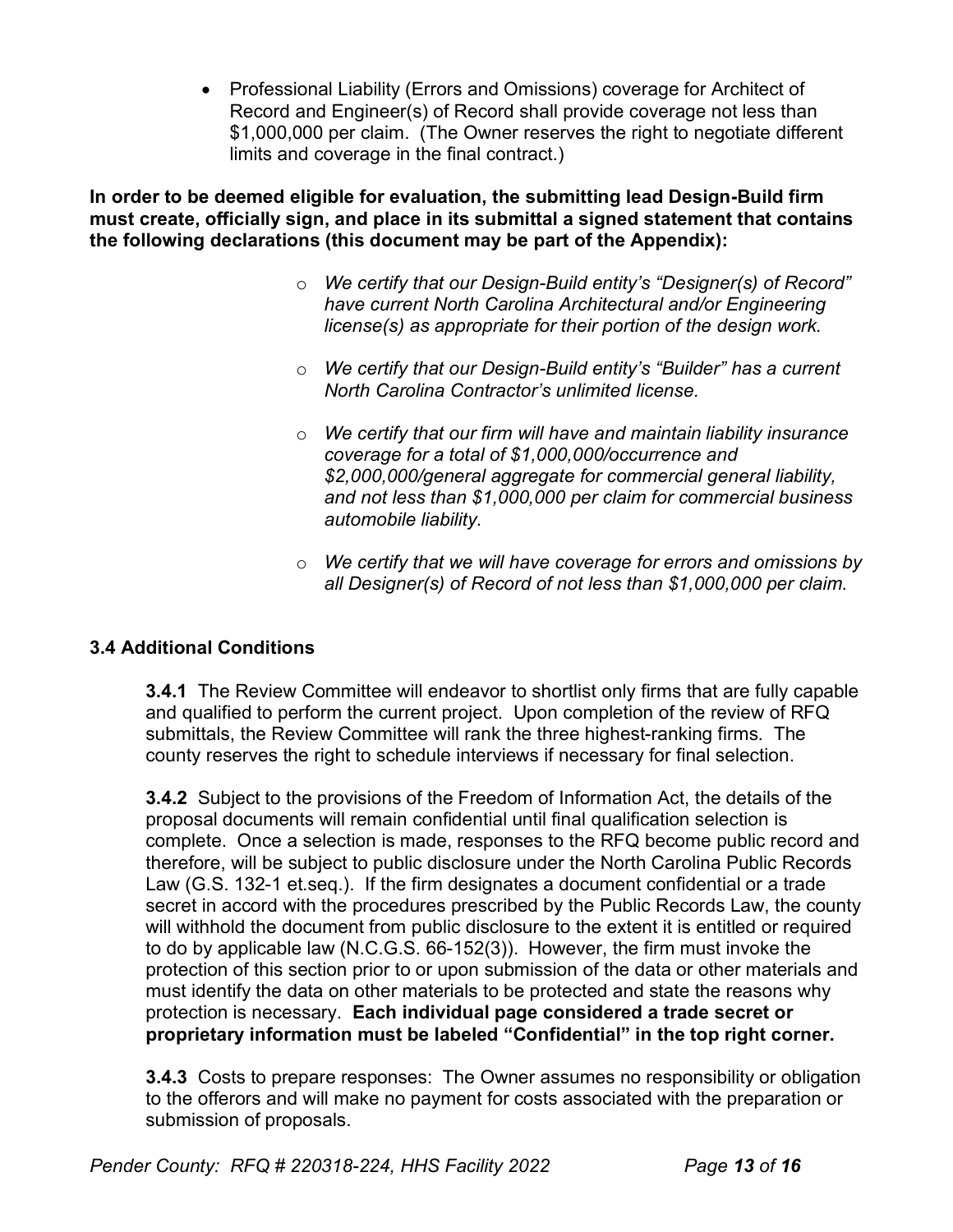- Professional Liability (Errors and Omissions) coverage for Architect of Record and Engineer(s) of Record shall provide coverage not less than $1,000,000 per claim. (The Owner reserves the right to negotiate different limits and coverage in the final contract.)

**In order to be deemed eligible for evaluation, the submitting lead Design-Build firm must create, officially sign, and place in its submittal a signed statement that contains the following declarations (this document may be part of the Appendix):**

- *We certify that our Design-Build entity's "Designer(s) of Record" have current North Carolina Architectural and/or Engineering license(s) as appropriate for their portion of the design work.*
- *We certify that our Design-Build entity's "Builder" has a current North Carolina Contractor's unlimited license.*
- *We certify that our firm will have and maintain liability insurance coverage for a total of $1,000,000/occurrence and $2,000,000/general aggregate for commercial general liability, and not less than $1,000,000 per claim for commercial business automobile liability.*
- *We certify that we will have coverage for errors and omissions by all Designer(s) of Record of not less than $1,000,000 per claim.*

### 3.4 Additional Conditions

**3.4.1** The Review Committee will endeavor to shortlist only firms that are fully capable and qualified to perform the current project. Upon completion of the review of RFQ submittals, the Review Committee will rank the three highest-ranking firms. The county reserves the right to schedule interviews if necessary for final selection.

**3.4.2** Subject to the provisions of the Freedom of Information Act, the details of the proposal documents will remain confidential until final qualification selection is complete. Once a selection is made, responses to the RFQ become public record and therefore, will be subject to public disclosure under the North Carolina Public Records Law (G.S. 132-1 et.seq.). If the firm designates a document confidential or a trade secret in accord with the procedures prescribed by the Public Records Law, the county will withhold the document from public disclosure to the extent it is entitled or required to do by applicable law (N.C.G.S. 66-152(3)). However, the firm must invoke the protection of this section prior to or upon submission of the data or other materials and must identify the data on other materials to be protected and state the reasons why protection is necessary. **Each individual page considered a trade secret or proprietary information must be labeled "Confidential" in the top right corner.**

**3.4.3** Costs to prepare responses: The Owner assumes no responsibility or obligation to the offerors and will make no payment for costs associated with the preparation or submission of proposals.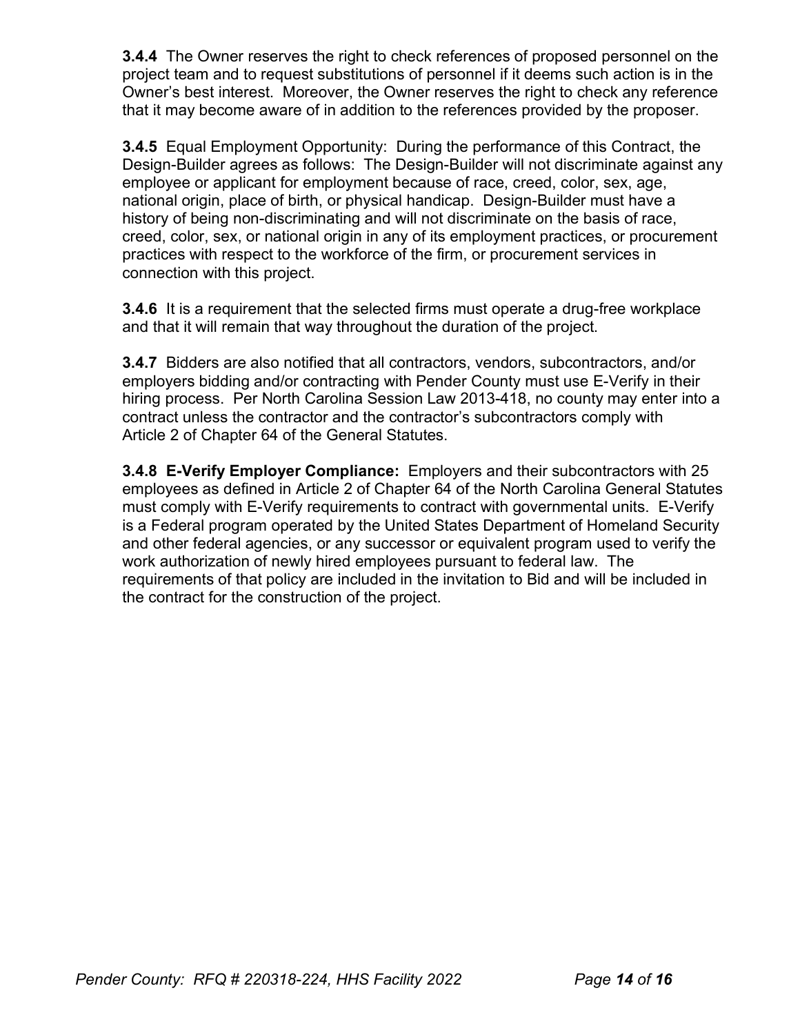**3.4.4** The Owner reserves the right to check references of proposed personnel on the project team and to request substitutions of personnel if it deems such action is in the Owner's best interest. Moreover, the Owner reserves the right to check any reference that it may become aware of in addition to the references provided by the proposer.

**3.4.5** Equal Employment Opportunity: During the performance of this Contract, the Design-Builder agrees as follows: The Design-Builder will not discriminate against any employee or applicant for employment because of race, creed, color, sex, age, national origin, place of birth, or physical handicap. Design-Builder must have a history of being non-discriminating and will not discriminate on the basis of race, creed, color, sex, or national origin in any of its employment practices, or procurement practices with respect to the workforce of the firm, or procurement services in connection with this project.

**3.4.6** It is a requirement that the selected firms must operate a drug-free workplace and that it will remain that way throughout the duration of the project.

**3.4.7** Bidders are also notified that all contractors, vendors, subcontractors, and/or employers bidding and/or contracting with Pender County must use E-Verify in their hiring process. Per North Carolina Session Law 2013-418, no county may enter into a contract unless the contractor and the contractor's subcontractors comply with Article 2 of Chapter 64 of the General Statutes.

**3.4.8 E-Verify Employer Compliance:** Employers and their subcontractors with 25 employees as defined in Article 2 of Chapter 64 of the North Carolina General Statutes must comply with E-Verify requirements to contract with governmental units. E-Verify is a Federal program operated by the United States Department of Homeland Security and other federal agencies, or any successor or equivalent program used to verify the work authorization of newly hired employees pursuant to federal law. The requirements of that policy are included in the invitation to Bid and will be included in the contract for the construction of the project.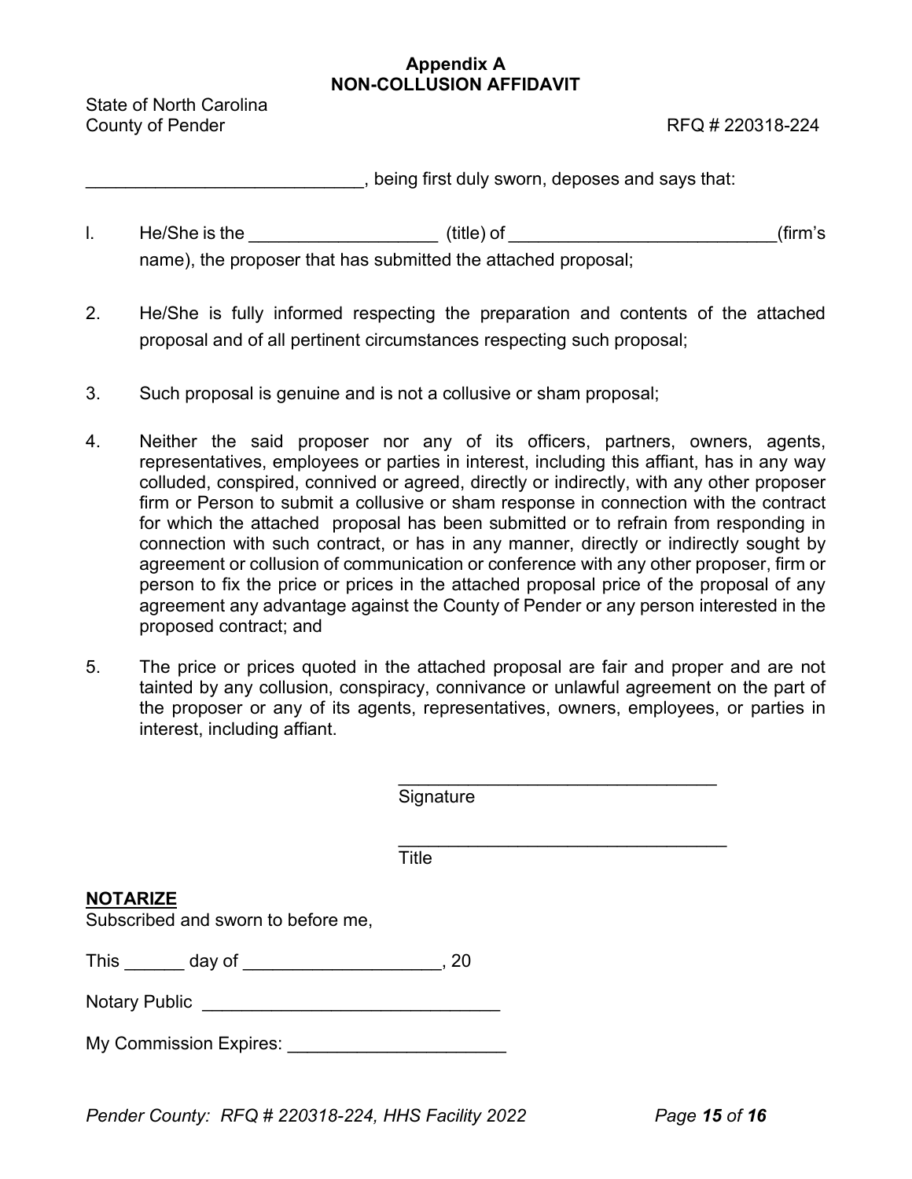**Appendix A**
**NON-COLLUSION AFFIDAVIT**

State of North Carolina
County of Pender

RFQ # 220318-224

____________________________, being first duly sworn, deposes and says that:

l. He/She is the ___________________ (title) of ___________________________(firm's name), the proposer that has submitted the attached proposal;

2. He/She is fully informed respecting the preparation and contents of the attached proposal and of all pertinent circumstances respecting such proposal;

3. Such proposal is genuine and is not a collusive or sham proposal;

4. Neither the said proposer nor any of its officers, partners, owners, agents, representatives, employees or parties in interest, including this affiant, has in any way colluded, conspired, connived or agreed, directly or indirectly, with any other proposer firm or Person to submit a collusive or sham response in connection with the contract for which the attached proposal has been submitted or to refrain from responding in connection with such contract, or has in any manner, directly or indirectly sought by agreement or collusion of communication or conference with any other proposer, firm or person to fix the price or prices in the attached proposal price of the proposal of any agreement any advantage against the County of Pender or any person interested in the proposed contract; and

5. The price or prices quoted in the attached proposal are fair and proper and are not tainted by any collusion, conspiracy, connivance or unlawful agreement on the part of the proposer or any of its agents, representatives, owners, employees, or parties in interest, including affiant.

_________________________________
Signature

_________________________________
Title

**NOTARIZE**

Subscribed and sworn to before me,

This ______ day of ____________________, 20

Notary Public ______________________________

My Commission Expires: ______________________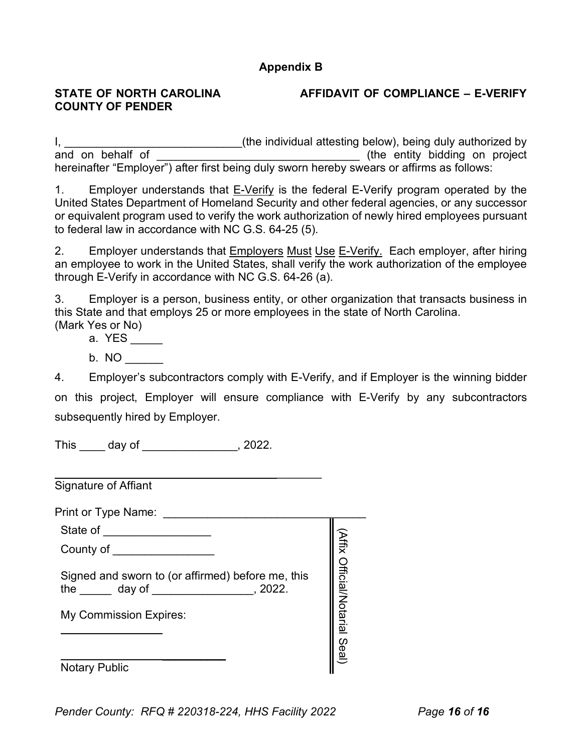## Appendix B

**STATE OF NORTH CAROLINA**
**COUNTY OF PENDER**

**AFFIDAVIT OF COMPLIANCE – E-VERIFY**

I, _____________________________(the individual attesting below), being duly authorized by and on behalf of _________________________________ (the entity bidding on project hereinafter "Employer") after first being duly sworn hereby swears or affirms as follows:

1. Employer understands that E-Verify is the federal E-Verify program operated by the United States Department of Homeland Security and other federal agencies, or any successor or equivalent program used to verify the work authorization of newly hired employees pursuant to federal law in accordance with NC G.S. 64-25 (5).

2. Employer understands that Employers Must Use E-Verify. Each employer, after hiring an employee to work in the United States, shall verify the work authorization of the employee through E-Verify in accordance with NC G.S. 64-26 (a).

3. Employer is a person, business entity, or other organization that transacts business in this State and that employs 25 or more employees in the state of North Carolina.
(Mark Yes or No)

a. YES _____

b. NO ______

4. Employer's subcontractors comply with E-Verify, and if Employer is the winning bidder on this project, Employer will ensure compliance with E-Verify by any subcontractors subsequently hired by Employer.

This ____ day of _______________, 2022.

_______________________________________________
Signature of Affiant

Print or Type Name: _________________________________

State of _________________

County of ________________

Signed and sworn to (or affirmed) before me, this the _____ day of ________________, 2022.

My Commission Expires:

________________

___________________________
Notary Public

(Affix Official/Notarial Seal)